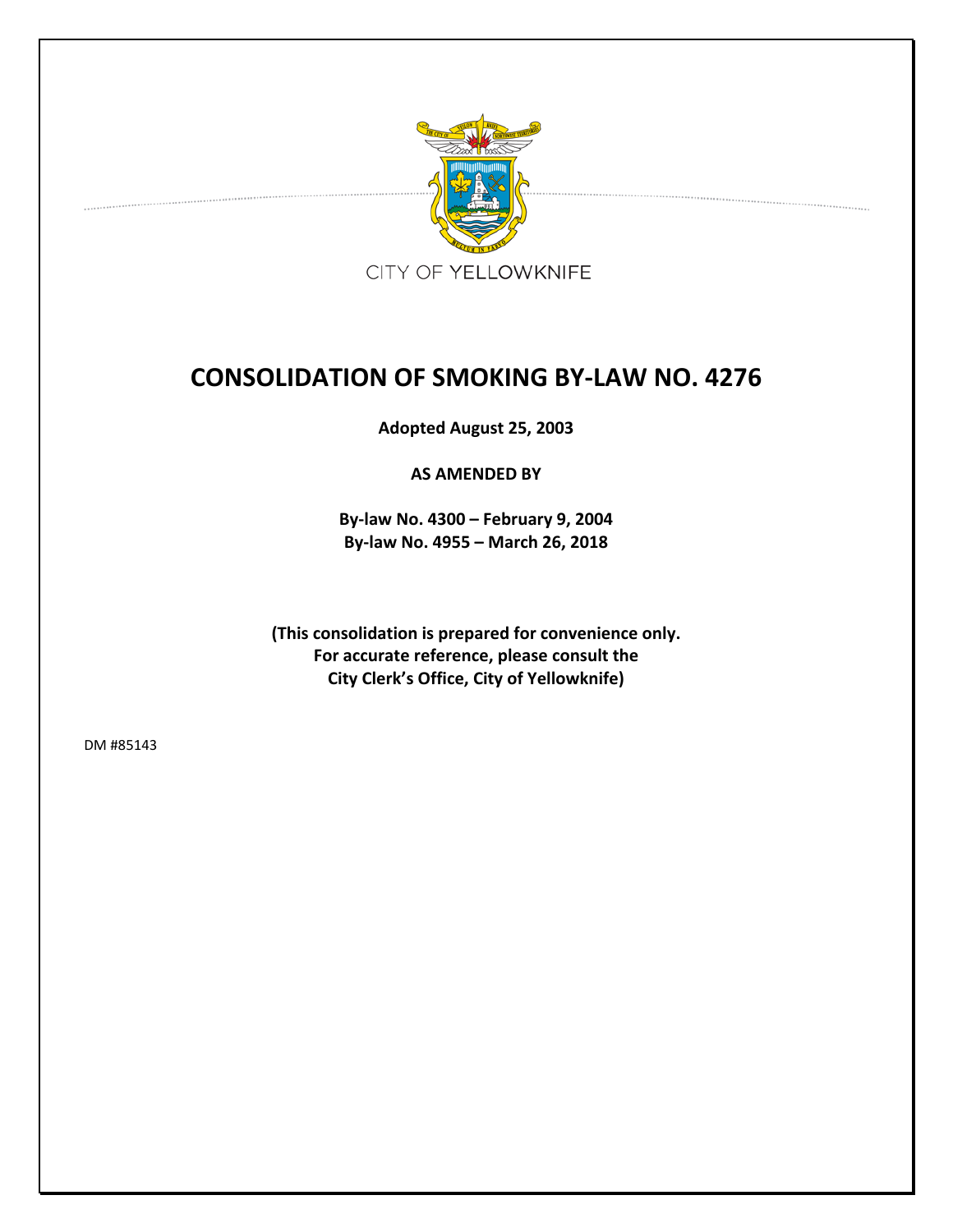CITY OF YELLOWKNIFE

# CONSOLIDATION OF SMOKING BY-LAW NO. 4276

**Adopted August 25, 2003**

**AS AMENDED BY**

**By-law No. 4300 – February 9, 2004**
**By-law No. 4955 – March 26, 2018**

**(This consolidation is prepared for convenience only. For accurate reference, please consult the City Clerk's Office, City of Yellowknife)**

DM #85143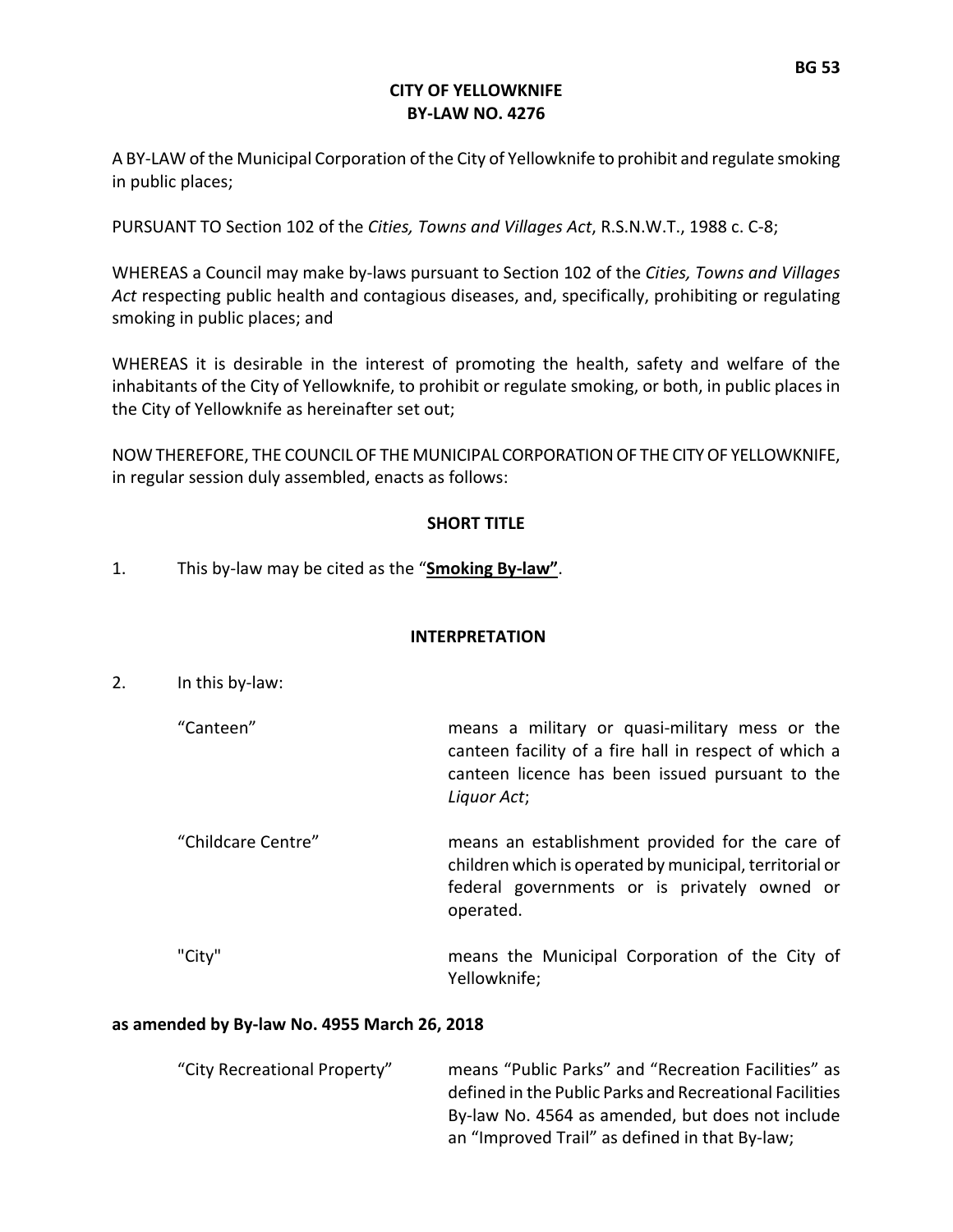**CITY OF YELLOWKNIFE**
**BY-LAW NO. 4276**

A BY-LAW of the Municipal Corporation of the City of Yellowknife to prohibit and regulate smoking in public places;

PURSUANT TO Section 102 of the *Cities, Towns and Villages Act*, R.S.N.W.T., 1988 c. C-8;

WHEREAS a Council may make by-laws pursuant to Section 102 of the *Cities, Towns and Villages Act* respecting public health and contagious diseases, and, specifically, prohibiting or regulating smoking in public places; and

WHEREAS it is desirable in the interest of promoting the health, safety and welfare of the inhabitants of the City of Yellowknife, to prohibit or regulate smoking, or both, in public places in the City of Yellowknife as hereinafter set out;

NOW THEREFORE, THE COUNCIL OF THE MUNICIPAL CORPORATION OF THE CITY OF YELLOWKNIFE, in regular session duly assembled, enacts as follows:

**SHORT TITLE**

1. This by-law may be cited as the "**Smoking By-law"**.

**INTERPRETATION**

2. In this by-law:

"Canteen" means a military or quasi-military mess or the canteen facility of a fire hall in respect of which a canteen licence has been issued pursuant to the *Liquor Act*;

"Childcare Centre" means an establishment provided for the care of children which is operated by municipal, territorial or federal governments or is privately owned or operated.

"City" means the Municipal Corporation of the City of Yellowknife;

**as amended by By-law No. 4955 March 26, 2018**

"City Recreational Property" means "Public Parks" and "Recreation Facilities" as defined in the Public Parks and Recreational Facilities By-law No. 4564 as amended, but does not include an "Improved Trail" as defined in that By-law;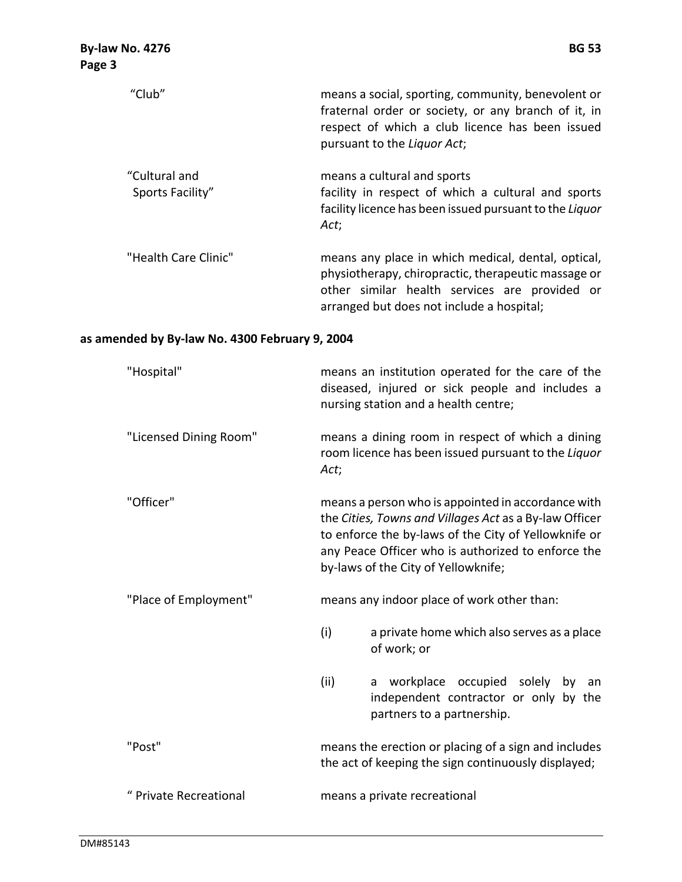| | |
|---|---|
| "Club" | means a social, sporting, community, benevolent or fraternal order or society, or any branch of it, in respect of which a club licence has been issued pursuant to the *Liquor Act*; |
| "Cultural and Sports Facility" | means a cultural and sports facility in respect of which a cultural and sports facility licence has been issued pursuant to the *Liquor Act*; |
| "Health Care Clinic" | means any place in which medical, dental, optical, physiotherapy, chiropractic, therapeutic massage or other similar health services are provided or arranged but does not include a hospital; |

**as amended by By-law No. 4300 February 9, 2004**

| | |
|---|---|
| "Hospital" | means an institution operated for the care of the diseased, injured or sick people and includes a nursing station and a health centre; |
| "Licensed Dining Room" | means a dining room in respect of which a dining room licence has been issued pursuant to the *Liquor Act*; |
| "Officer" | means a person who is appointed in accordance with the *Cities, Towns and Villages Act* as a By-law Officer to enforce the by-laws of the City of Yellowknife or any Peace Officer who is authorized to enforce the by-laws of the City of Yellowknife; |
| "Place of Employment" | means any indoor place of work other than: (i) a private home which also serves as a place of work; or (ii) a workplace occupied solely by an independent contractor or only by the partners to a partnership. |
| "Post" | means the erection or placing of a sign and includes the act of keeping the sign continuously displayed; |
| " Private Recreational | means a private recreational |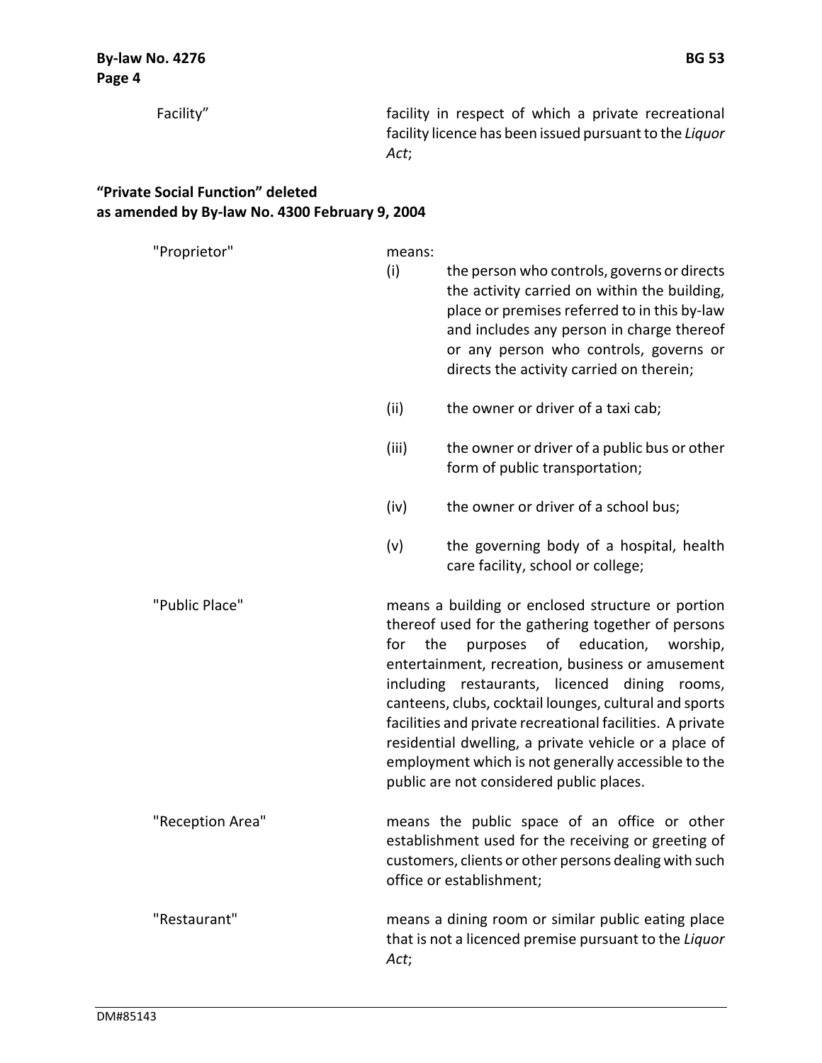Facility" facility in respect of which a private recreational facility licence has been issued pursuant to the *Liquor Act*;

**"Private Social Function" deleted as amended by By-law No. 4300 February 9, 2004**

"Proprietor" means:

(i) the person who controls, governs or directs the activity carried on within the building, place or premises referred to in this by-law and includes any person in charge thereof or any person who controls, governs or directs the activity carried on therein;

(ii) the owner or driver of a taxi cab;

(iii) the owner or driver of a public bus or other form of public transportation;

(iv) the owner or driver of a school bus;

(v) the governing body of a hospital, health care facility, school or college;

"Public Place" means a building or enclosed structure or portion thereof used for the gathering together of persons for the purposes of education, worship, entertainment, recreation, business or amusement including restaurants, licenced dining rooms, canteens, clubs, cocktail lounges, cultural and sports facilities and private recreational facilities. A private residential dwelling, a private vehicle or a place of employment which is not generally accessible to the public are not considered public places.

"Reception Area" means the public space of an office or other establishment used for the receiving or greeting of customers, clients or other persons dealing with such office or establishment;

"Restaurant" means a dining room or similar public eating place that is not a licenced premise pursuant to the *Liquor Act*;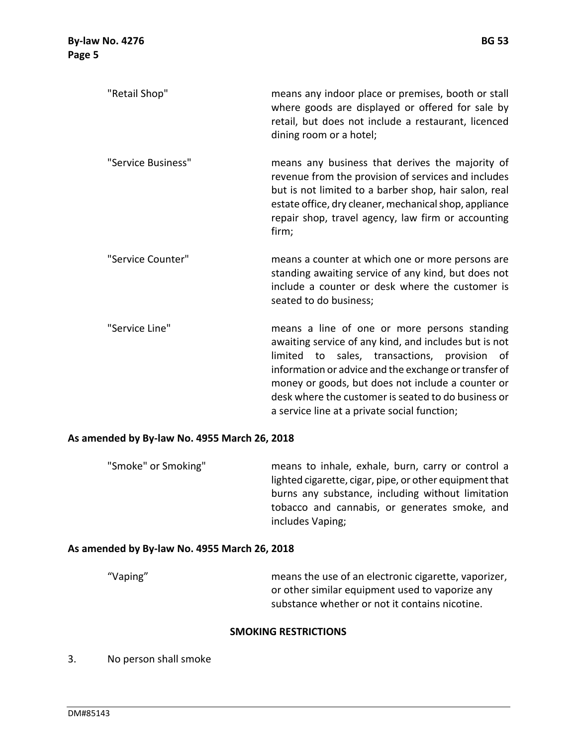"Retail Shop" means any indoor place or premises, booth or stall where goods are displayed or offered for sale by retail, but does not include a restaurant, licenced dining room or a hotel;

"Service Business" means any business that derives the majority of revenue from the provision of services and includes but is not limited to a barber shop, hair salon, real estate office, dry cleaner, mechanical shop, appliance repair shop, travel agency, law firm or accounting firm;

"Service Counter" means a counter at which one or more persons are standing awaiting service of any kind, but does not include a counter or desk where the customer is seated to do business;

"Service Line" means a line of one or more persons standing awaiting service of any kind, and includes but is not limited to sales, transactions, provision of information or advice and the exchange or transfer of money or goods, but does not include a counter or desk where the customer is seated to do business or a service line at a private social function;

**As amended by By-law No. 4955 March 26, 2018**

"Smoke" or Smoking" means to inhale, exhale, burn, carry or control a lighted cigarette, cigar, pipe, or other equipment that burns any substance, including without limitation tobacco and cannabis, or generates smoke, and includes Vaping;

**As amended by By-law No. 4955 March 26, 2018**

"Vaping" means the use of an electronic cigarette, vaporizer, or other similar equipment used to vaporize any substance whether or not it contains nicotine.

## SMOKING RESTRICTIONS

3. No person shall smoke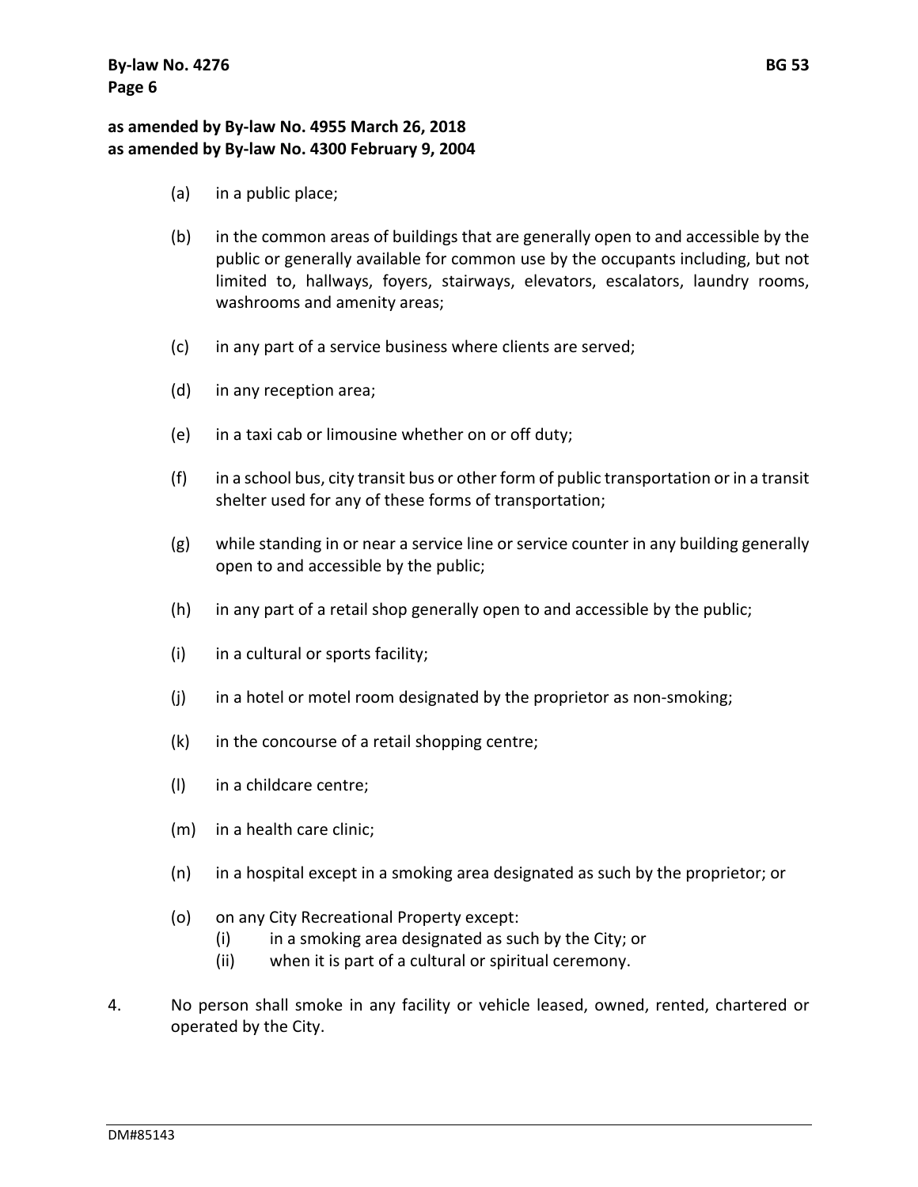**as amended by By-law No. 4955 March 26, 2018**
**as amended by By-law No. 4300 February 9, 2004**

(a) in a public place;

(b) in the common areas of buildings that are generally open to and accessible by the public or generally available for common use by the occupants including, but not limited to, hallways, foyers, stairways, elevators, escalators, laundry rooms, washrooms and amenity areas;

(c) in any part of a service business where clients are served;

(d) in any reception area;

(e) in a taxi cab or limousine whether on or off duty;

(f) in a school bus, city transit bus or other form of public transportation or in a transit shelter used for any of these forms of transportation;

(g) while standing in or near a service line or service counter in any building generally open to and accessible by the public;

(h) in any part of a retail shop generally open to and accessible by the public;

(i) in a cultural or sports facility;

(j) in a hotel or motel room designated by the proprietor as non-smoking;

(k) in the concourse of a retail shopping centre;

(l) in a childcare centre;

(m) in a health care clinic;

(n) in a hospital except in a smoking area designated as such by the proprietor; or

(o) on any City Recreational Property except:
  (i) in a smoking area designated as such by the City; or
  (ii) when it is part of a cultural or spiritual ceremony.

4. No person shall smoke in any facility or vehicle leased, owned, rented, chartered or operated by the City.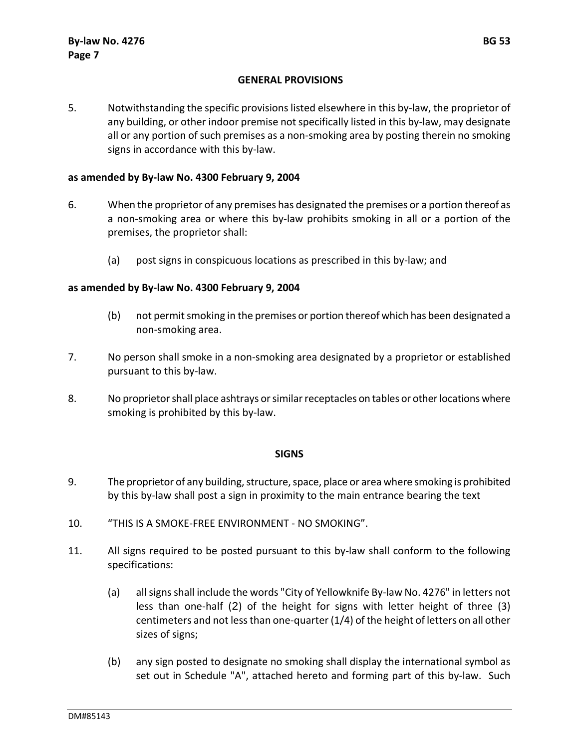## GENERAL PROVISIONS

5. Notwithstanding the specific provisions listed elsewhere in this by-law, the proprietor of any building, or other indoor premise not specifically listed in this by-law, may designate all or any portion of such premises as a non-smoking area by posting therein no smoking signs in accordance with this by-law.

**as amended by By-law No. 4300 February 9, 2004**

6. When the proprietor of any premises has designated the premises or a portion thereof as a non-smoking area or where this by-law prohibits smoking in all or a portion of the premises, the proprietor shall:

   (a) post signs in conspicuous locations as prescribed in this by-law; and

**as amended by By-law No. 4300 February 9, 2004**

   (b) not permit smoking in the premises or portion thereof which has been designated a non-smoking area.

7. No person shall smoke in a non-smoking area designated by a proprietor or established pursuant to this by-law.

8. No proprietor shall place ashtrays or similar receptacles on tables or other locations where smoking is prohibited by this by-law.

## SIGNS

9. The proprietor of any building, structure, space, place or area where smoking is prohibited by this by-law shall post a sign in proximity to the main entrance bearing the text

10. "THIS IS A SMOKE-FREE ENVIRONMENT - NO SMOKING".

11. All signs required to be posted pursuant to this by-law shall conform to the following specifications:

   (a) all signs shall include the words "City of Yellowknife By-law No. 4276" in letters not less than one-half (2) of the height for signs with letter height of three (3) centimeters and not less than one-quarter (1/4) of the height of letters on all other sizes of signs;

   (b) any sign posted to designate no smoking shall display the international symbol as set out in Schedule "A", attached hereto and forming part of this by-law. Such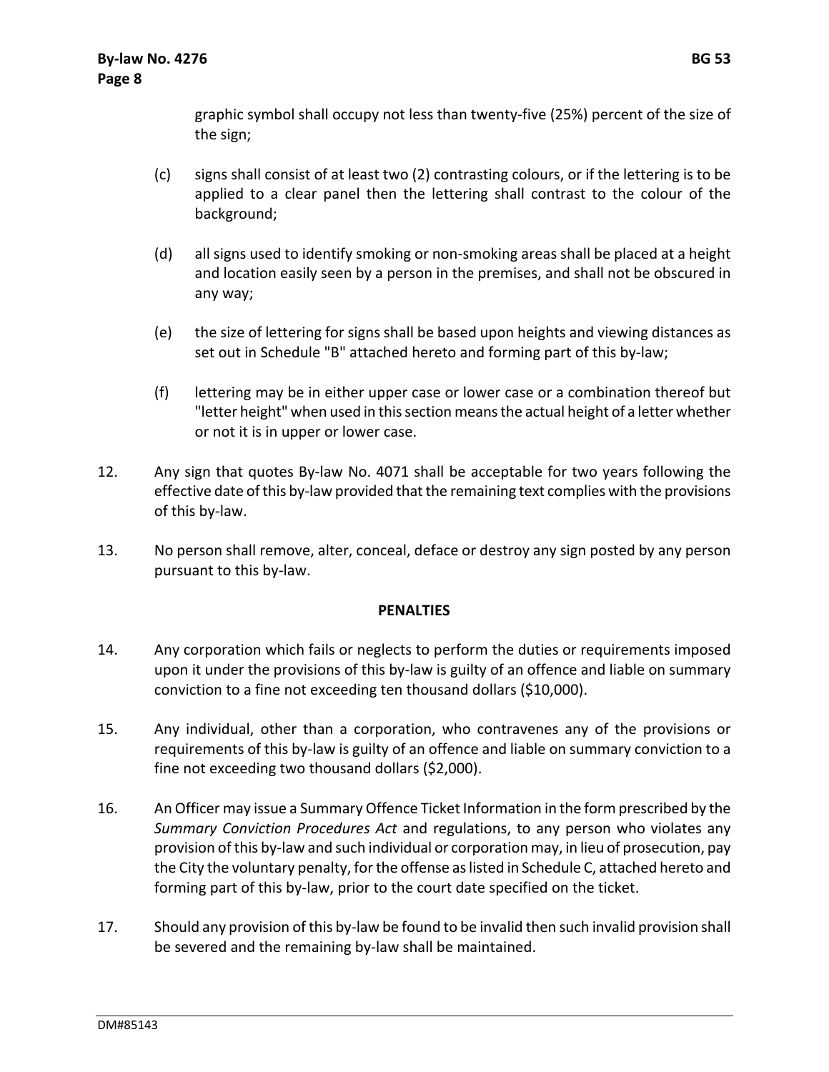graphic symbol shall occupy not less than twenty-five (25%) percent of the size of the sign;

(c) signs shall consist of at least two (2) contrasting colours, or if the lettering is to be applied to a clear panel then the lettering shall contrast to the colour of the background;

(d) all signs used to identify smoking or non-smoking areas shall be placed at a height and location easily seen by a person in the premises, and shall not be obscured in any way;

(e) the size of lettering for signs shall be based upon heights and viewing distances as set out in Schedule "B" attached hereto and forming part of this by-law;

(f) lettering may be in either upper case or lower case or a combination thereof but "letter height" when used in this section means the actual height of a letter whether or not it is in upper or lower case.

12. Any sign that quotes By-law No. 4071 shall be acceptable for two years following the effective date of this by-law provided that the remaining text complies with the provisions of this by-law.

13. No person shall remove, alter, conceal, deface or destroy any sign posted by any person pursuant to this by-law.

**PENALTIES**

14. Any corporation which fails or neglects to perform the duties or requirements imposed upon it under the provisions of this by-law is guilty of an offence and liable on summary conviction to a fine not exceeding ten thousand dollars ($10,000).

15. Any individual, other than a corporation, who contravenes any of the provisions or requirements of this by-law is guilty of an offence and liable on summary conviction to a fine not exceeding two thousand dollars ($2,000).

16. An Officer may issue a Summary Offence Ticket Information in the form prescribed by the *Summary Conviction Procedures Act* and regulations, to any person who violates any provision of this by-law and such individual or corporation may, in lieu of prosecution, pay the City the voluntary penalty, for the offense as listed in Schedule C, attached hereto and forming part of this by-law, prior to the court date specified on the ticket.

17. Should any provision of this by-law be found to be invalid then such invalid provision shall be severed and the remaining by-law shall be maintained.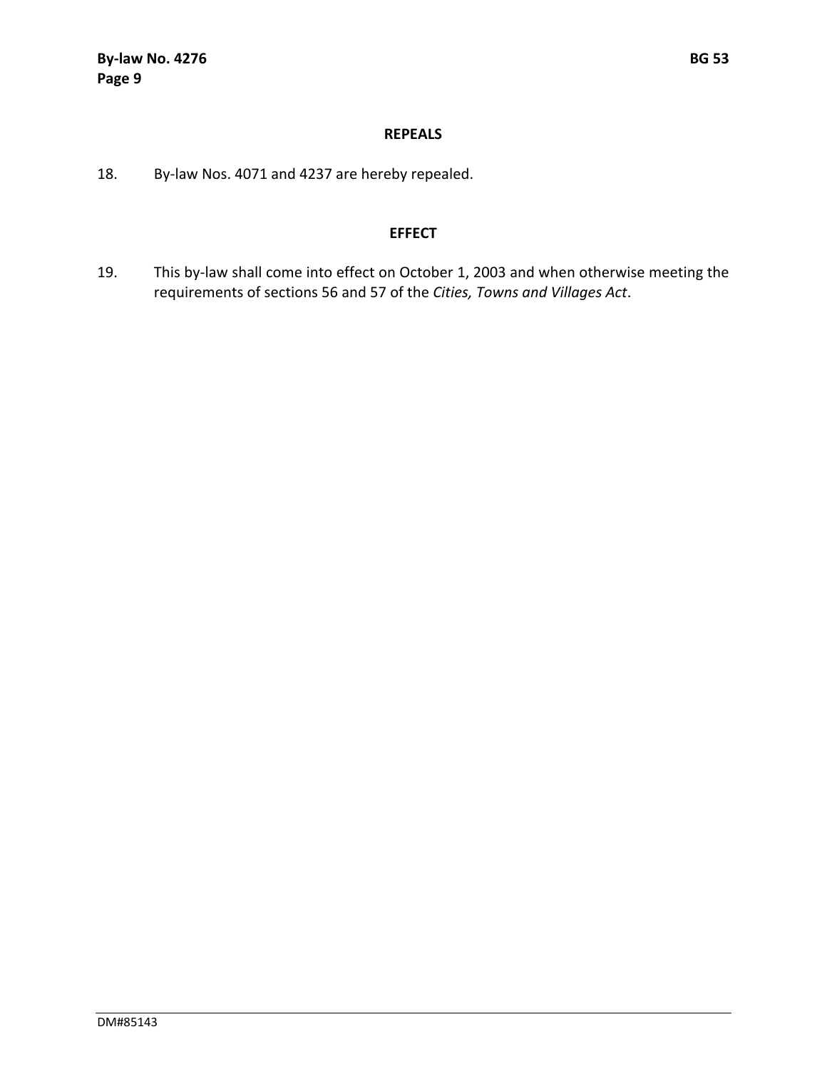## REPEALS

18. By-law Nos. 4071 and 4237 are hereby repealed.

## EFFECT

19. This by-law shall come into effect on October 1, 2003 and when otherwise meeting the requirements of sections 56 and 57 of the *Cities, Towns and Villages Act*.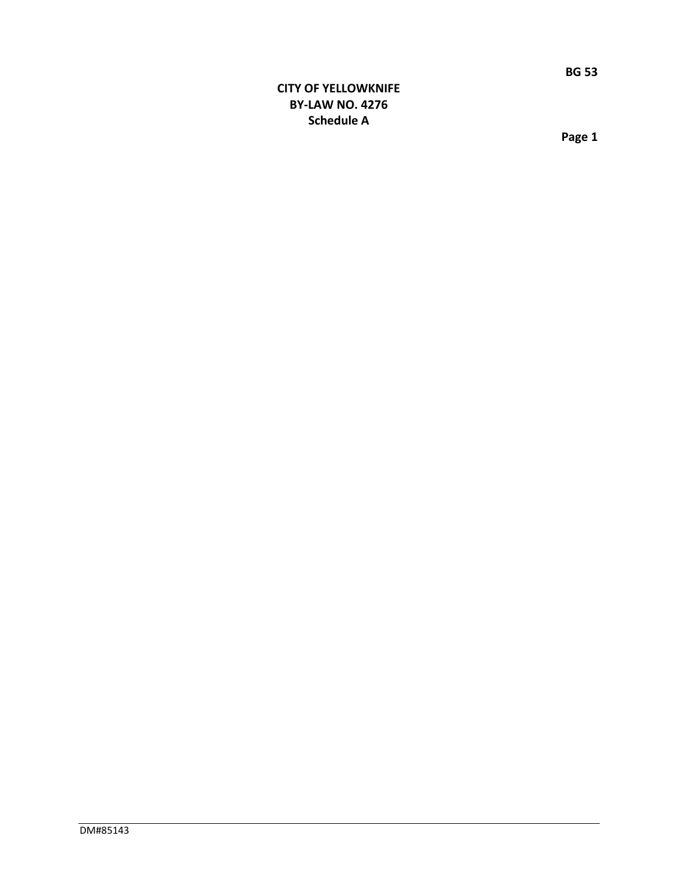**CITY OF YELLOWKNIFE**
**BY-LAW NO. 4276**
**Schedule A**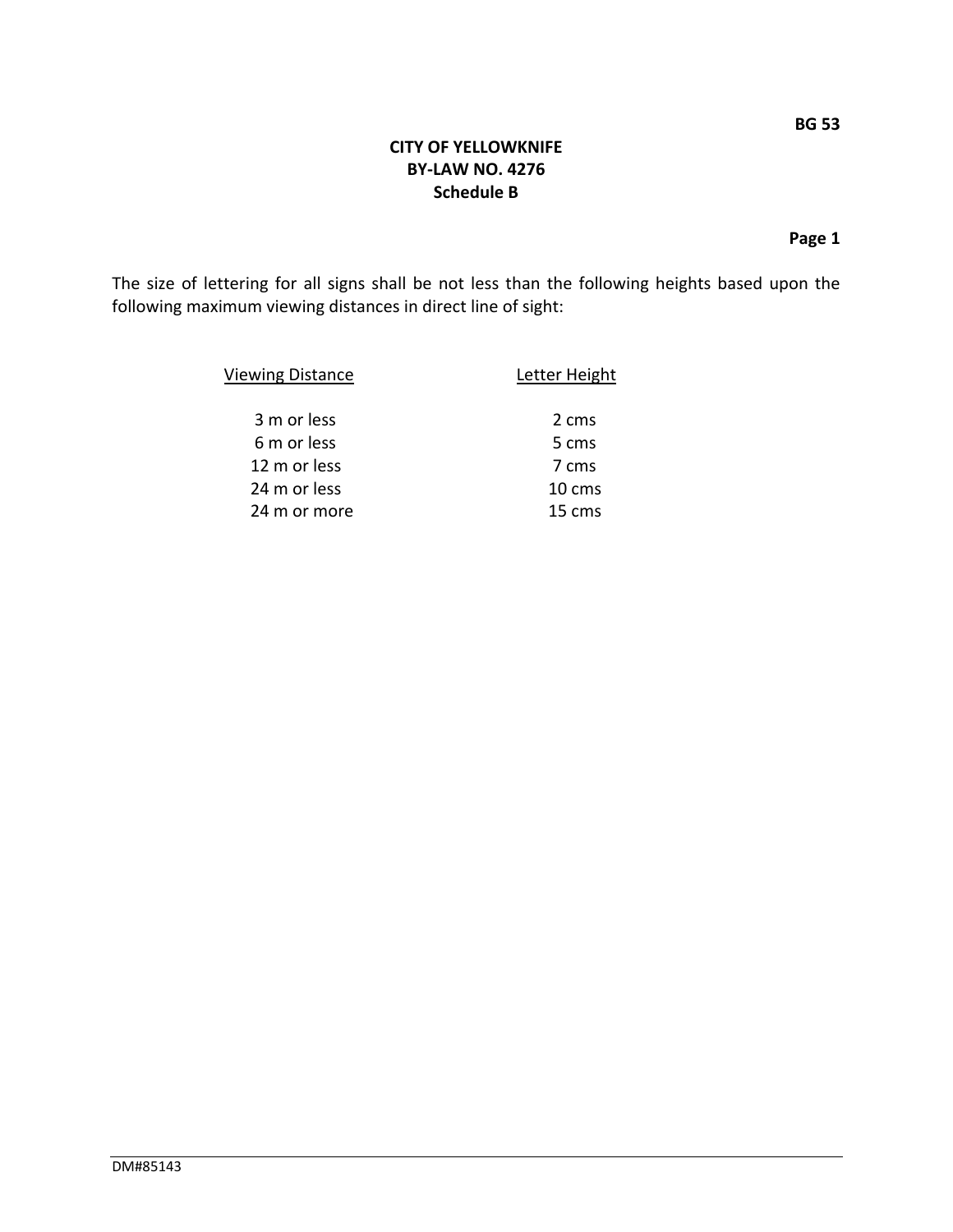**BG 53**

**CITY OF YELLOWKNIFE**
**BY-LAW NO. 4276**
**Schedule B**

**Page 1**

The size of lettering for all signs shall be not less than the following heights based upon the following maximum viewing distances in direct line of sight:

| Viewing Distance | Letter Height |
|---|---|
| 3 m or less | 2 cms |
| 6 m or less | 5 cms |
| 12 m or less | 7 cms |
| 24 m or less | 10 cms |
| 24 m or more | 15 cms |

DM#85143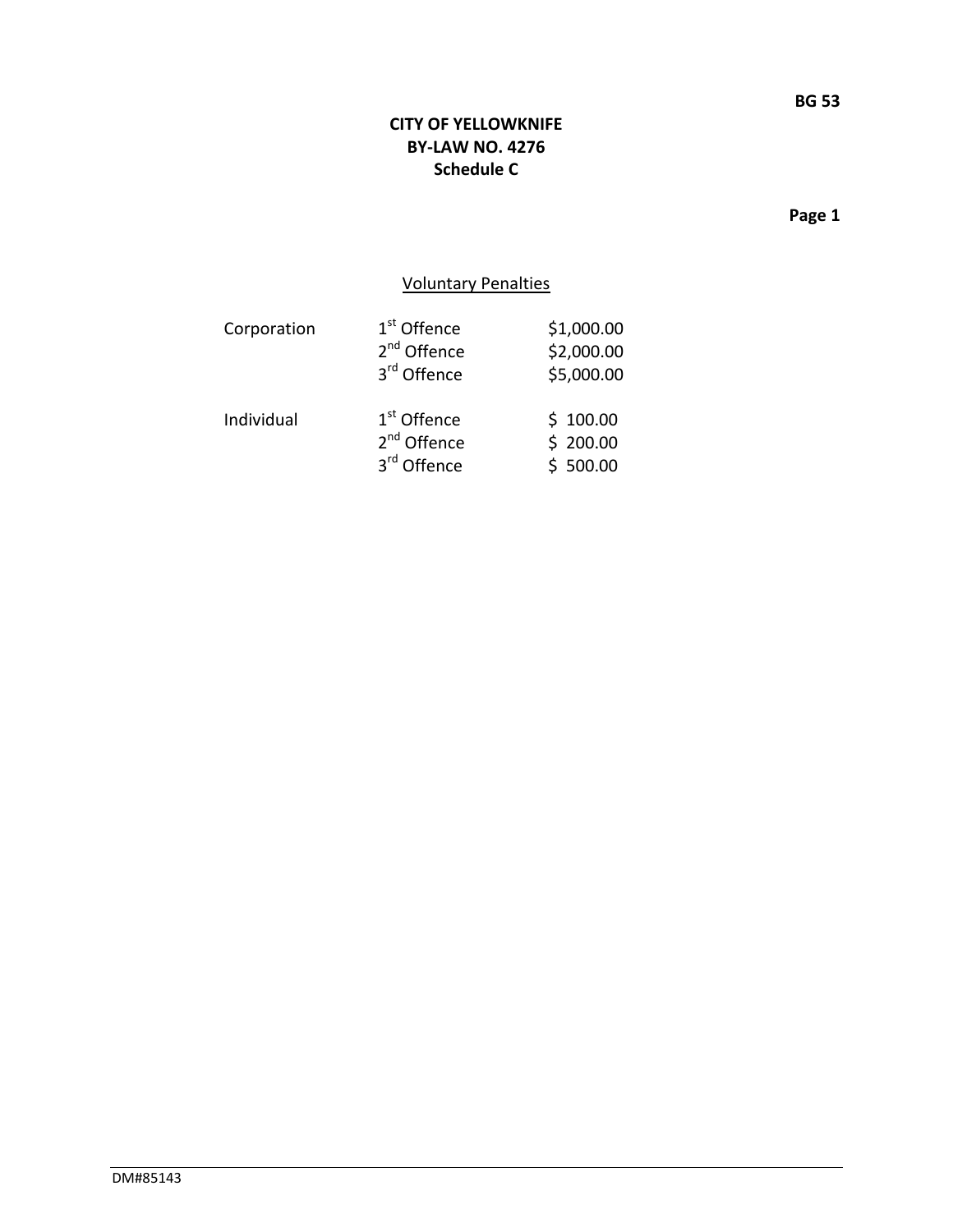# CITY OF YELLOWKNIFE
# BY-LAW NO. 4276
# Schedule C

BG 53

Page 1

## Voluntary Penalties

| | | |
|---|---|---|
| Corporation | 1st Offence | $1,000.00 |
| | 2nd Offence | $2,000.00 |
| | 3rd Offence | $5,000.00 |
| Individual | 1st Offence | $ 100.00 |
| | 2nd Offence | $ 200.00 |
| | 3rd Offence | $ 500.00 |

DM#85143